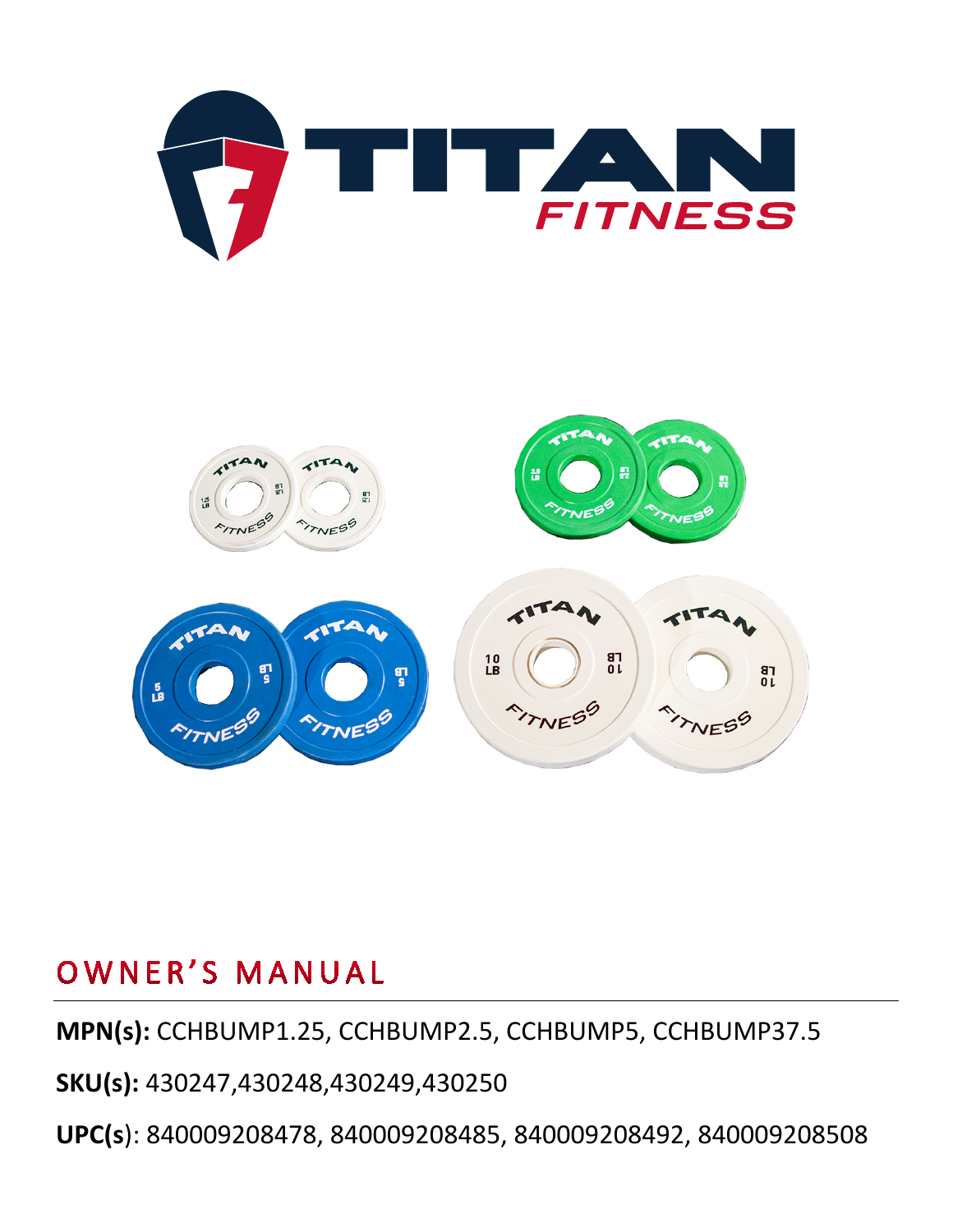# TITAN FITNESS

## OWNER'S MANUAL

**MPN(s):** CCHBUMP1.25, CCHBUMP2.5, CCHBUMP5, CCHBUMP37.5

**SKU(s):** 430247,430248,430249,430250

**UPC(s)**: 840009208478, 840009208485, 840009208492, 840009208508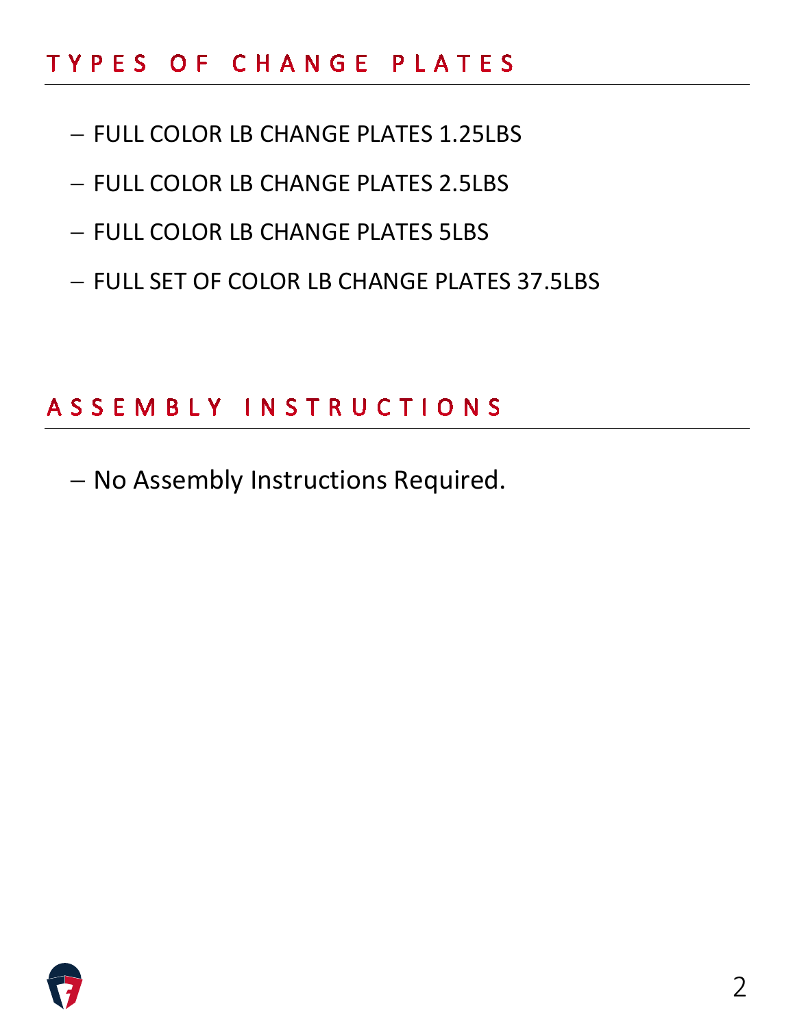## TYPES OF CHANGE PLATES

- FULL COLOR LB CHANGE PLATES 1.25LBS
- FULL COLOR LB CHANGE PLATES 2.5LBS
- FULL COLOR LB CHANGE PLATES 5LBS
- FULL SET OF COLOR LB CHANGE PLATES 37.5LBS

## ASSEMBLY INSTRUCTIONS

- No Assembly Instructions Required.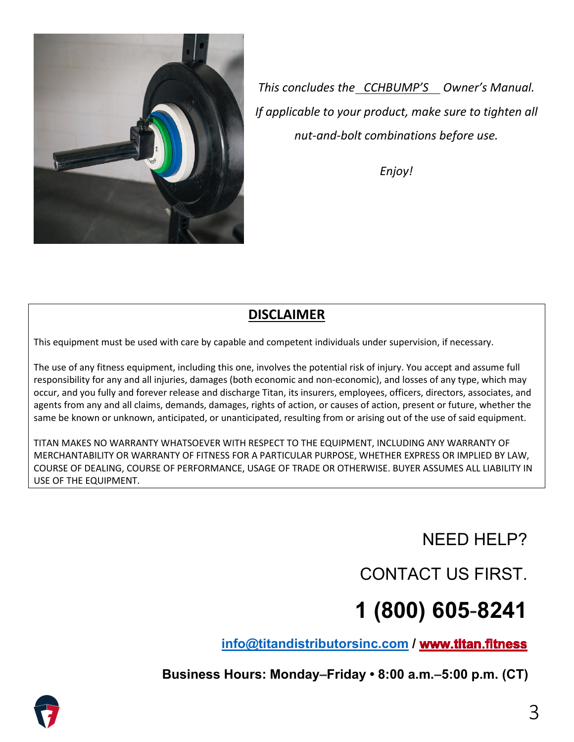*This concludes the CCHBUMP'S Owner's Manual.*
*If applicable to your product, make sure to tighten all nut-and-bolt combinations before use.*

*Enjoy!*

## DISCLAIMER

This equipment must be used with care by capable and competent individuals under supervision, if necessary.

The use of any fitness equipment, including this one, involves the potential risk of injury. You accept and assume full responsibility for any and all injuries, damages (both economic and non-economic), and losses of any type, which may occur, and you fully and forever release and discharge Titan, its insurers, employees, officers, directors, associates, and agents from any and all claims, demands, damages, rights of action, or causes of action, present or future, whether the same be known or unknown, anticipated, or unanticipated, resulting from or arising out of the use of said equipment.

TITAN MAKES NO WARRANTY WHATSOEVER WITH RESPECT TO THE EQUIPMENT, INCLUDING ANY WARRANTY OF MERCHANTABILITY OR WARRANTY OF FITNESS FOR A PARTICULAR PURPOSE, WHETHER EXPRESS OR IMPLIED BY LAW, COURSE OF DEALING, COURSE OF PERFORMANCE, USAGE OF TRADE OR OTHERWISE. BUYER ASSUMES ALL LIABILITY IN USE OF THE EQUIPMENT.

NEED HELP?

CONTACT US FIRST.

**1 (800) 605-8241**

**info@titandistributorsinc.com / www.titan.fitness**

**Business Hours: Monday–Friday • 8:00 a.m.–5:00 p.m. (CT)**